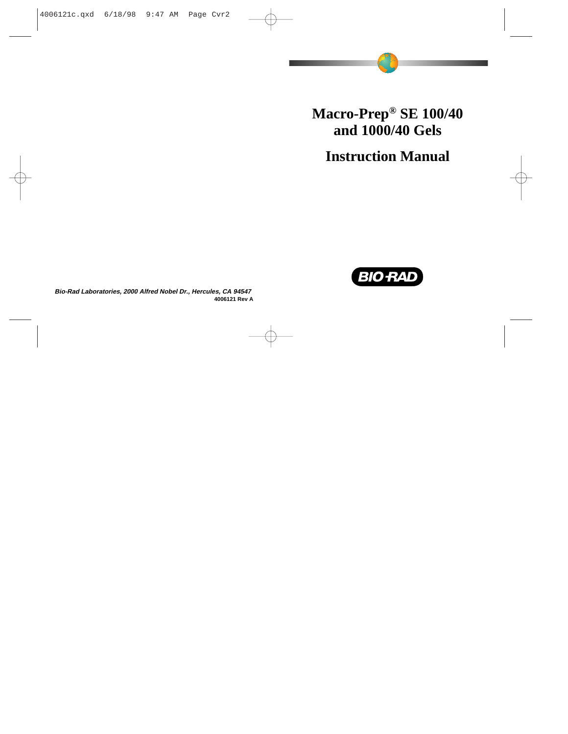# Macro-Prep® SE 100/40 and 1000/40 Gels

# Instruction Manual

BIO-RAD

*Bio-Rad Laboratories, 2000 Alfred Nobel Dr., Hercules, CA 94547*

**4006121 Rev A**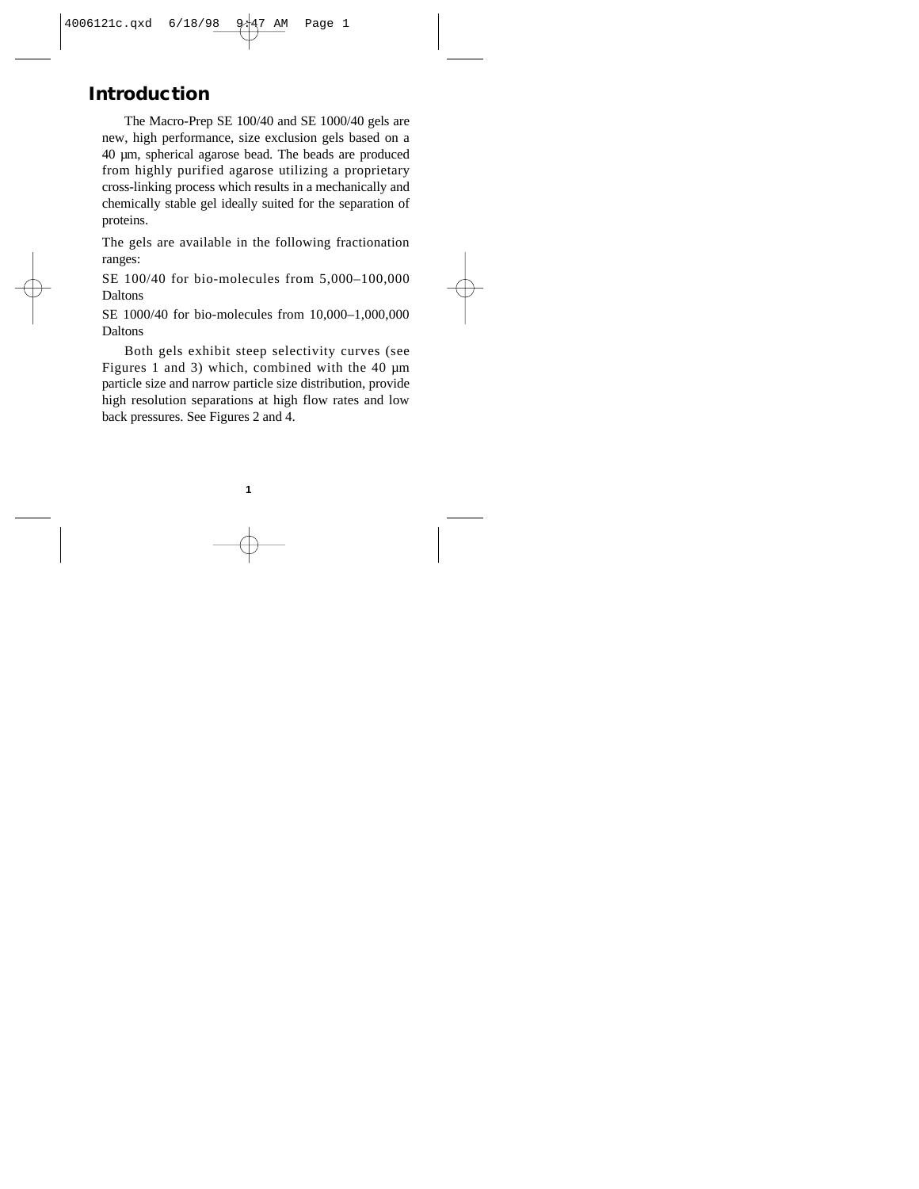## Introduction

The Macro-Prep SE 100/40 and SE 1000/40 gels are new, high performance, size exclusion gels based on a 40 µm, spherical agarose bead. The beads are produced from highly purified agarose utilizing a proprietary cross-linking process which results in a mechanically and chemically stable gel ideally suited for the separation of proteins.

The gels are available in the following fractionation ranges:

SE 100/40 for bio-molecules from 5,000–100,000 Daltons

SE 1000/40 for bio-molecules from 10,000–1,000,000 Daltons

Both gels exhibit steep selectivity curves (see Figures 1 and 3) which, combined with the 40 µm particle size and narrow particle size distribution, provide high resolution separations at high flow rates and low back pressures. See Figures 2 and 4.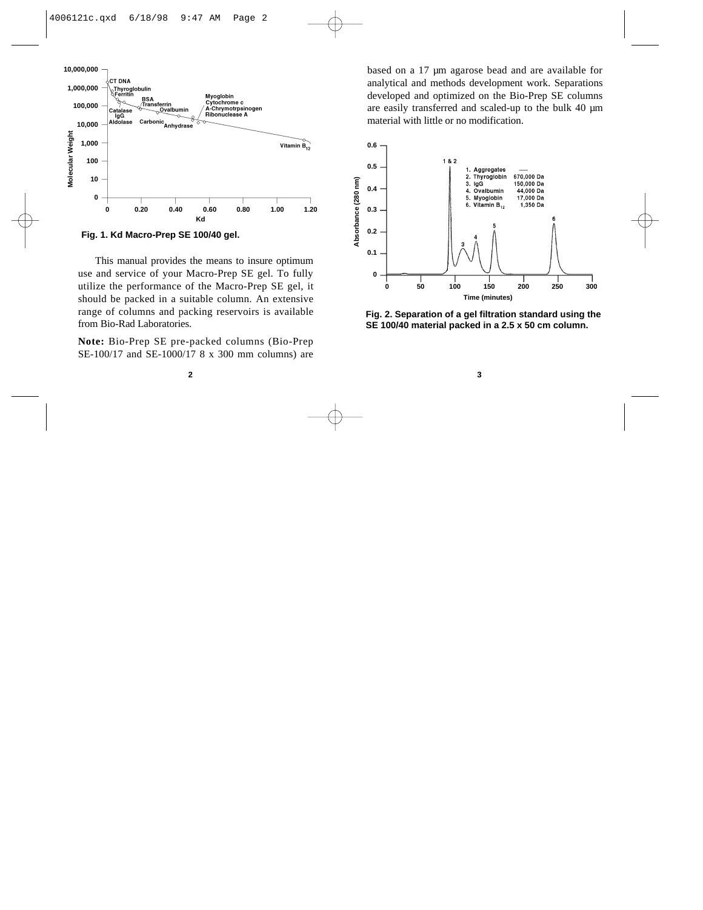Fig. 1. Kd Macro-Prep SE 100/40 gel.

This manual provides the means to insure optimum use and service of your Macro-Prep SE gel. To fully utilize the performance of the Macro-Prep SE gel, it should be packed in a suitable column. An extensive range of columns and packing reservoirs is available from Bio-Rad Laboratories.

**Note:** Bio-Prep SE pre-packed columns (Bio-Prep SE-100/17 and SE-1000/17 8 x 300 mm columns) are based on a 17 µm agarose bead and are available for analytical and methods development work. Separations developed and optimized on the Bio-Prep SE columns are easily transferred and scaled-up to the bulk 40 µm material with little or no modification.

Fig. 2. Separation of a gel filtration standard using the SE 100/40 material packed in a 2.5 x 50 cm column.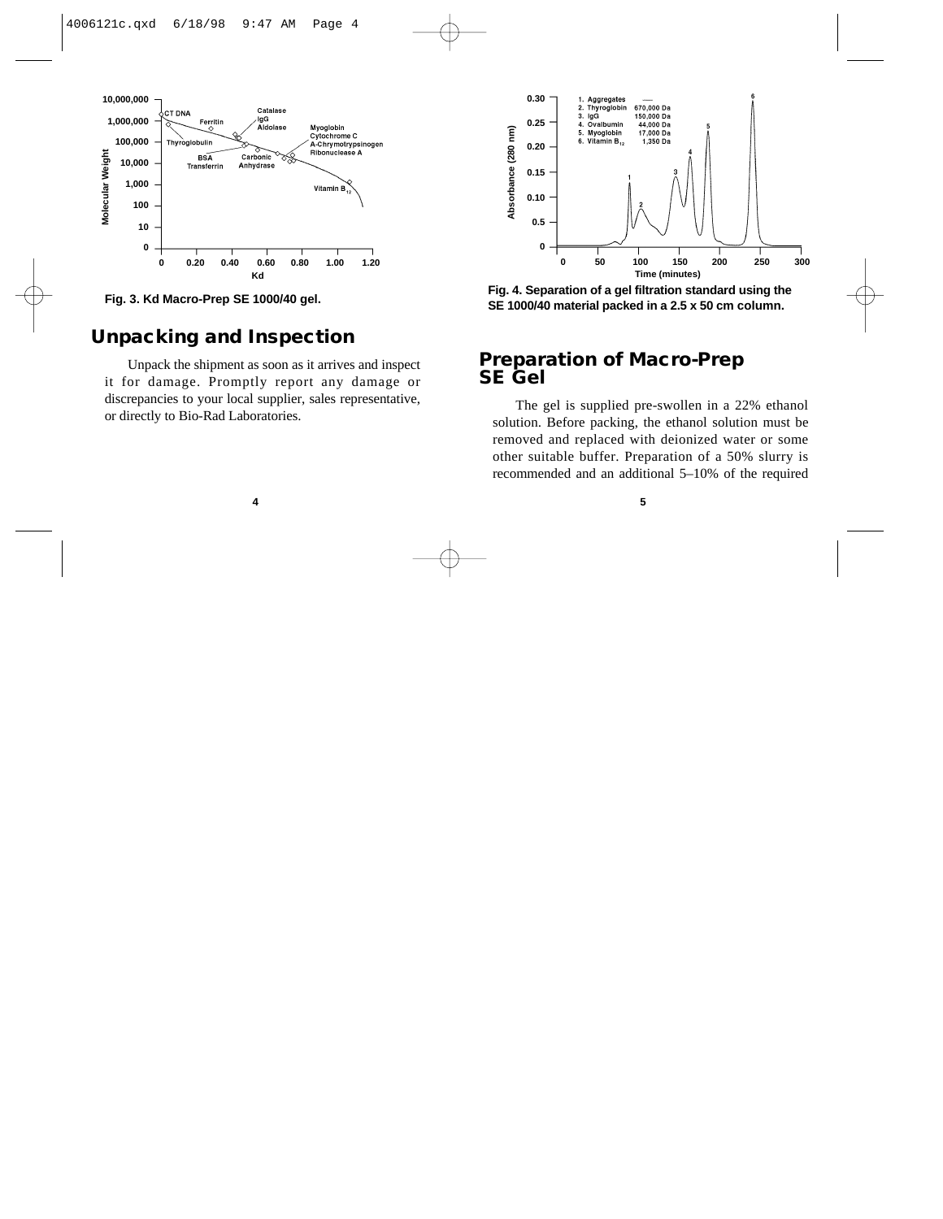Fig. 3. Kd Macro-Prep SE 1000/40 gel.

## Unpacking and Inspection

Unpack the shipment as soon as it arrives and inspect it for damage. Promptly report any damage or discrepancies to your local supplier, sales representative, or directly to Bio-Rad Laboratories.

Fig. 4. Separation of a gel filtration standard using the SE 1000/40 material packed in a 2.5 x 50 cm column.

## Preparation of Macro-Prep SE Gel

The gel is supplied pre-swollen in a 22% ethanol solution. Before packing, the ethanol solution must be removed and replaced with deionized water or some other suitable buffer. Preparation of a 50% slurry is recommended and an additional 5–10% of the required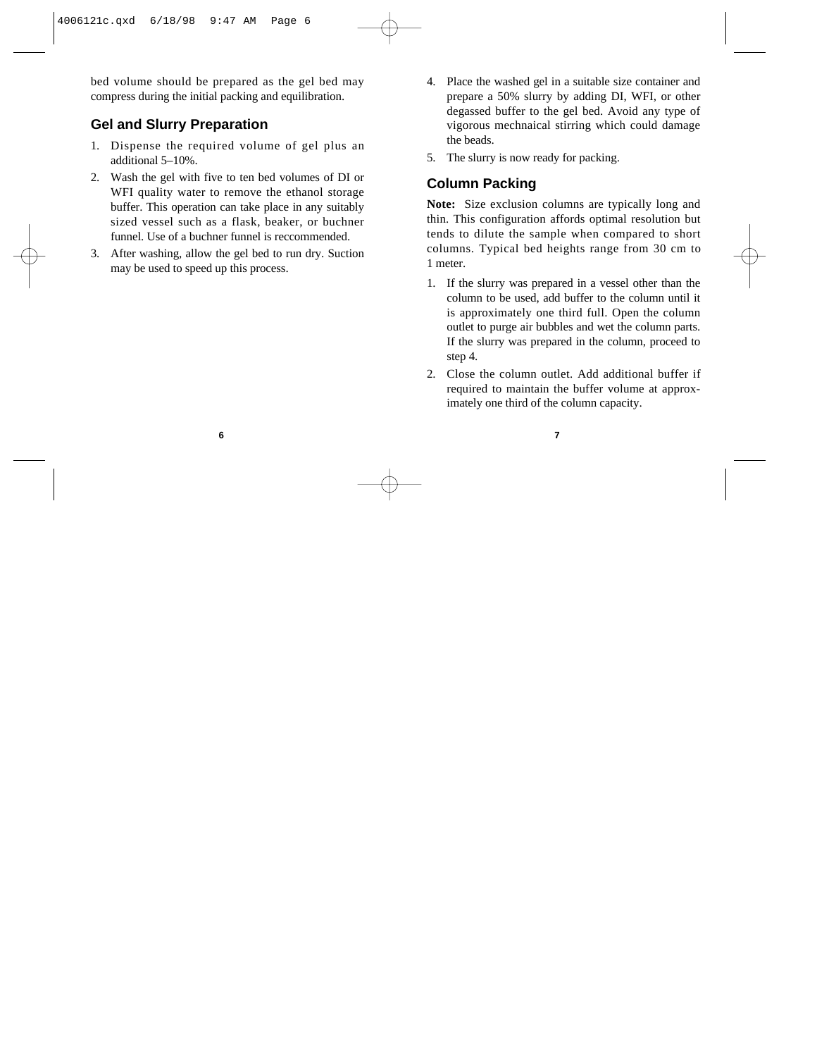bed volume should be prepared as the gel bed may compress during the initial packing and equilibration.

## Gel and Slurry Preparation

1. Dispense the required volume of gel plus an additional 5–10%.
2. Wash the gel with five to ten bed volumes of DI or WFI quality water to remove the ethanol storage buffer. This operation can take place in any suitably sized vessel such as a flask, beaker, or buchner funnel. Use of a buchner funnel is reccommended.
3. After washing, allow the gel bed to run dry. Suction may be used to speed up this process.
4. Place the washed gel in a suitable size container and prepare a 50% slurry by adding DI, WFI, or other degassed buffer to the gel bed. Avoid any type of vigorous mechnaical stirring which could damage the beads.
5. The slurry is now ready for packing.

## Column Packing

**Note:** Size exclusion columns are typically long and thin. This configuration affords optimal resolution but tends to dilute the sample when compared to short columns. Typical bed heights range from 30 cm to 1 meter.

1. If the slurry was prepared in a vessel other than the column to be used, add buffer to the column until it is approximately one third full. Open the column outlet to purge air bubbles and wet the column parts. If the slurry was prepared in the column, proceed to step 4.
2. Close the column outlet. Add additional buffer if required to maintain the buffer volume at approximately one third of the column capacity.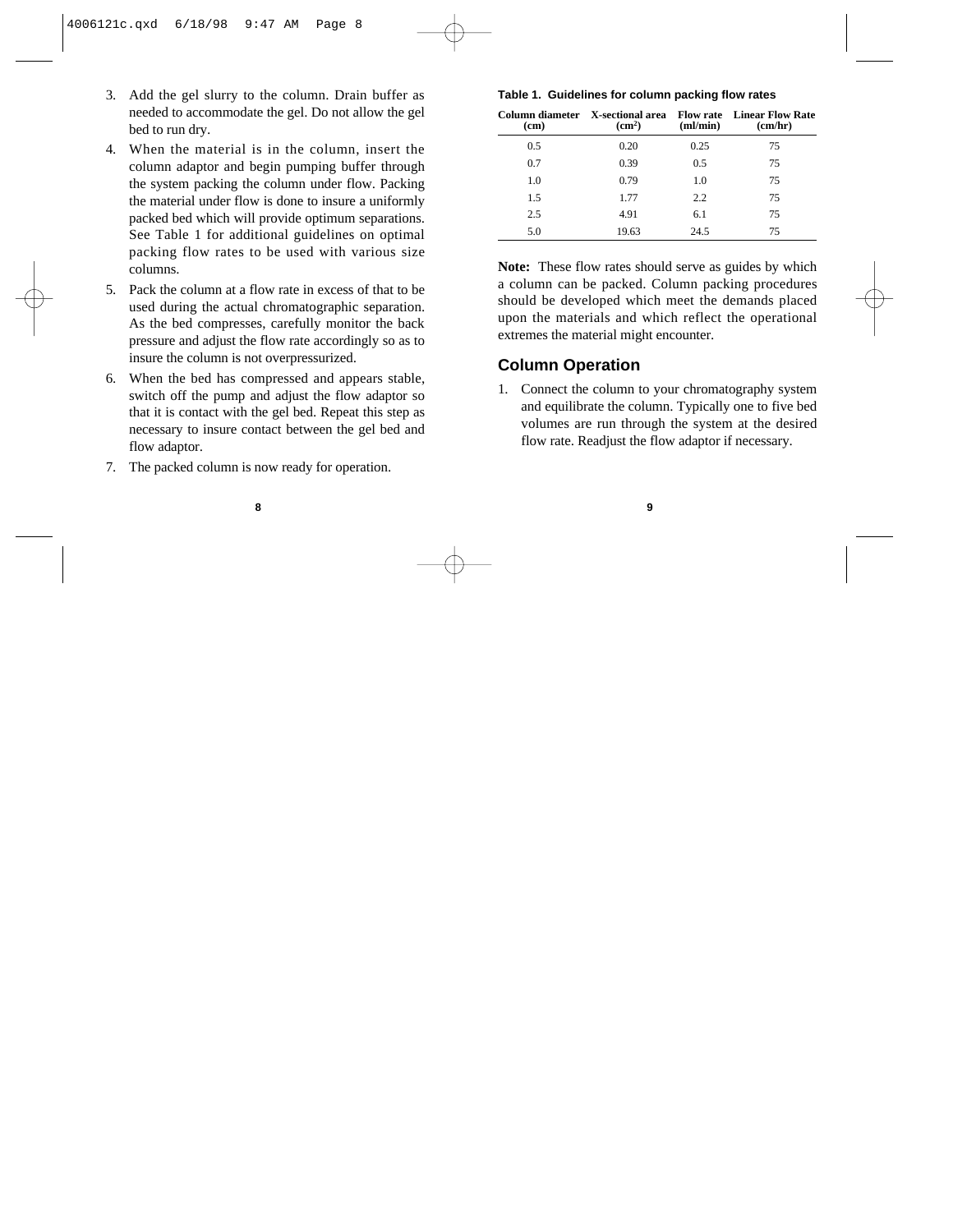3. Add the gel slurry to the column. Drain buffer as needed to accommodate the gel. Do not allow the gel bed to run dry.
4. When the material is in the column, insert the column adaptor and begin pumping buffer through the system packing the column under flow. Packing the material under flow is done to insure a uniformly packed bed which will provide optimum separations. See Table 1 for additional guidelines on optimal packing flow rates to be used with various size columns.
5. Pack the column at a flow rate in excess of that to be used during the actual chromatographic separation. As the bed compresses, carefully monitor the back pressure and adjust the flow rate accordingly so as to insure the column is not overpressurized.
6. When the bed has compressed and appears stable, switch off the pump and adjust the flow adaptor so that it is contact with the gel bed. Repeat this step as necessary to insure contact between the gel bed and flow adaptor.
7. The packed column is now ready for operation.

**Table 1. Guidelines for column packing flow rates**

| Column diameter (cm) | X-sectional area ($cm^2$) | Flow rate (ml/min) | Linear Flow Rate (cm/hr) |
|---|---|---|---|
| 0.5 | 0.20 | 0.25 | 75 |
| 0.7 | 0.39 | 0.5 | 75 |
| 1.0 | 0.79 | 1.0 | 75 |
| 1.5 | 1.77 | 2.2 | 75 |
| 2.5 | 4.91 | 6.1 | 75 |
| 5.0 | 19.63 | 24.5 | 75 |

**Note:** These flow rates should serve as guides by which a column can be packed. Column packing procedures should be developed which meet the demands placed upon the materials and which reflect the operational extremes the material might encounter.

## Column Operation

1. Connect the column to your chromatography system and equilibrate the column. Typically one to five bed volumes are run through the system at the desired flow rate. Readjust the flow adaptor if necessary.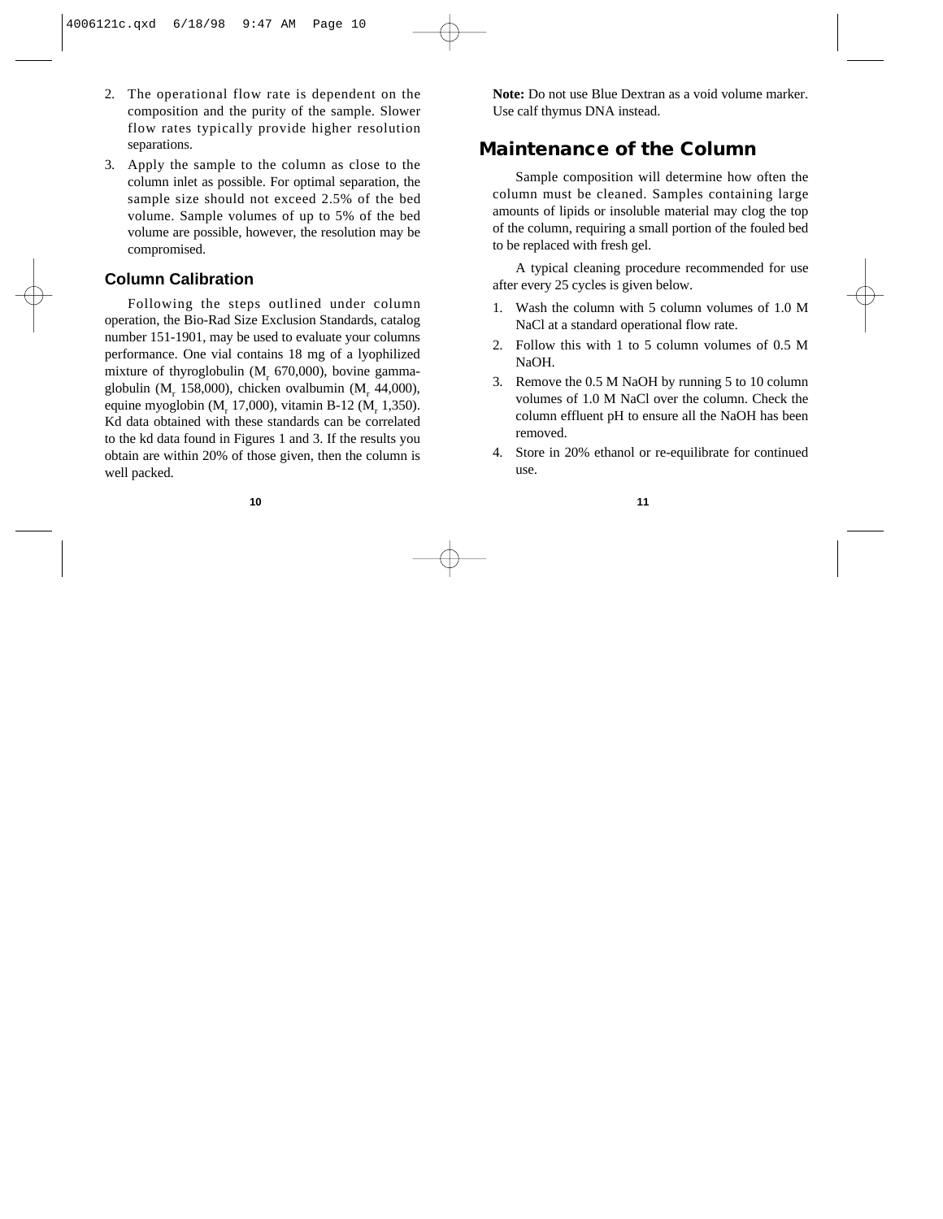2. The operational flow rate is dependent on the composition and the purity of the sample. Slower flow rates typically provide higher resolution separations.
3. Apply the sample to the column as close to the column inlet as possible. For optimal separation, the sample size should not exceed 2.5% of the bed volume. Sample volumes of up to 5% of the bed volume are possible, however, the resolution may be compromised.

### Column Calibration

Following the steps outlined under column operation, the Bio-Rad Size Exclusion Standards, catalog number 151-1901, may be used to evaluate your columns performance. One vial contains 18 mg of a lyophilized mixture of thyroglobulin ($M_r$ 670,000), bovine gamma-globulin ($M_r$ 158,000), chicken ovalbumin ($M_r$ 44,000), equine myoglobin ($M_r$ 17,000), vitamin B-12 ($M_r$ 1,350). Kd data obtained with these standards can be correlated to the kd data found in Figures 1 and 3. If the results you obtain are within 20% of those given, then the column is well packed.

**Note:** Do not use Blue Dextran as a void volume marker. Use calf thymus DNA instead.

## Maintenance of the Column

Sample composition will determine how often the column must be cleaned. Samples containing large amounts of lipids or insoluble material may clog the top of the column, requiring a small portion of the fouled bed to be replaced with fresh gel.

A typical cleaning procedure recommended for use after every 25 cycles is given below.

1. Wash the column with 5 column volumes of 1.0 M NaCl at a standard operational flow rate.
2. Follow this with 1 to 5 column volumes of 0.5 M NaOH.
3. Remove the 0.5 M NaOH by running 5 to 10 column volumes of 1.0 M NaCl over the column. Check the column effluent pH to ensure all the NaOH has been removed.
4. Store in 20% ethanol or re-equilibrate for continued use.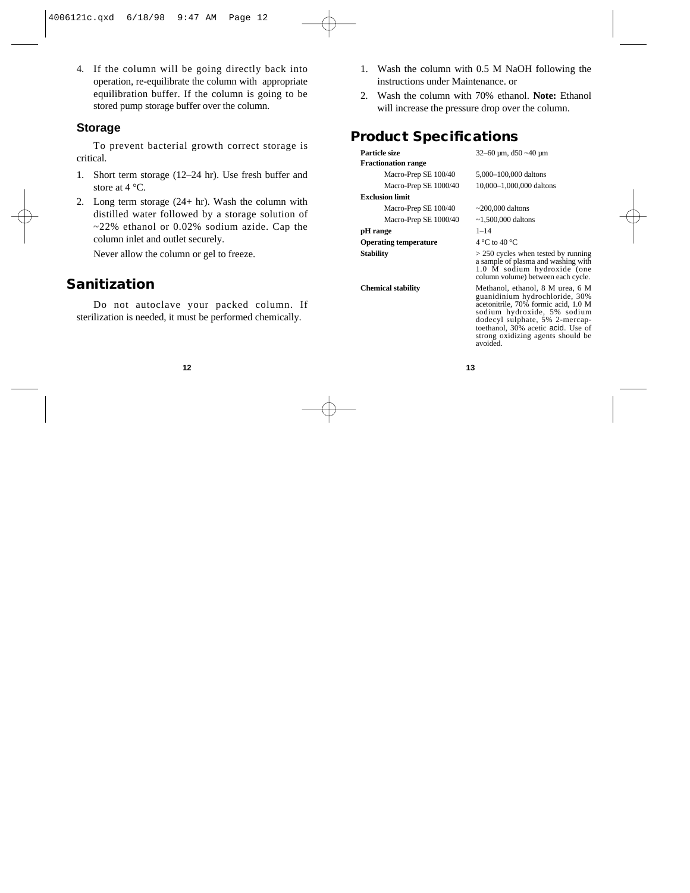4. If the column will be going directly back into operation, re-equilibrate the column with appropriate equilibration buffer. If the column is going to be stored pump storage buffer over the column.

### Storage

To prevent bacterial growth correct storage is critical.

1. Short term storage (12–24 hr). Use fresh buffer and store at 4 °C.
2. Long term storage (24+ hr). Wash the column with distilled water followed by a storage solution of ~22% ethanol or 0.02% sodium azide. Cap the column inlet and outlet securely.

   Never allow the column or gel to freeze.

## Sanitization

Do not autoclave your packed column. If sterilization is needed, it must be performed chemically.

1. Wash the column with 0.5 M NaOH following the instructions under Maintenance. or
2. Wash the column with 70% ethanol. **Note:** Ethanol will increase the pressure drop over the column.

## Product Specifications

| | |
|---|---|
| **Particle size** | 32–60 µm, d50 ~40 µm |
| **Fractionation range** | |
| Macro-Prep SE 100/40 | 5,000–100,000 daltons |
| Macro-Prep SE 1000/40 | 10,000–1,000,000 daltons |
| **Exclusion limit** | |
| Macro-Prep SE 100/40 | ~200,000 daltons |
| Macro-Prep SE 1000/40 | ~1,500,000 daltons |
| **pH range** | 1–14 |
| **Operating temperature** | 4 °C to 40 °C |
| **Stability** | > 250 cycles when tested by running a sample of plasma and washing with 1.0 M sodium hydroxide (one column volume) between each cycle. |
| **Chemical stability** | Methanol, ethanol, 8 M urea, 6 M guanidinium hydrochloride, 30% acetonitrile, 70% formic acid, 1.0 M sodium hydroxide, 5% sodium dodecyl sulphate, 5% 2-mercaptoethanol, 30% acetic acid. Use of strong oxidizing agents should be avoided. |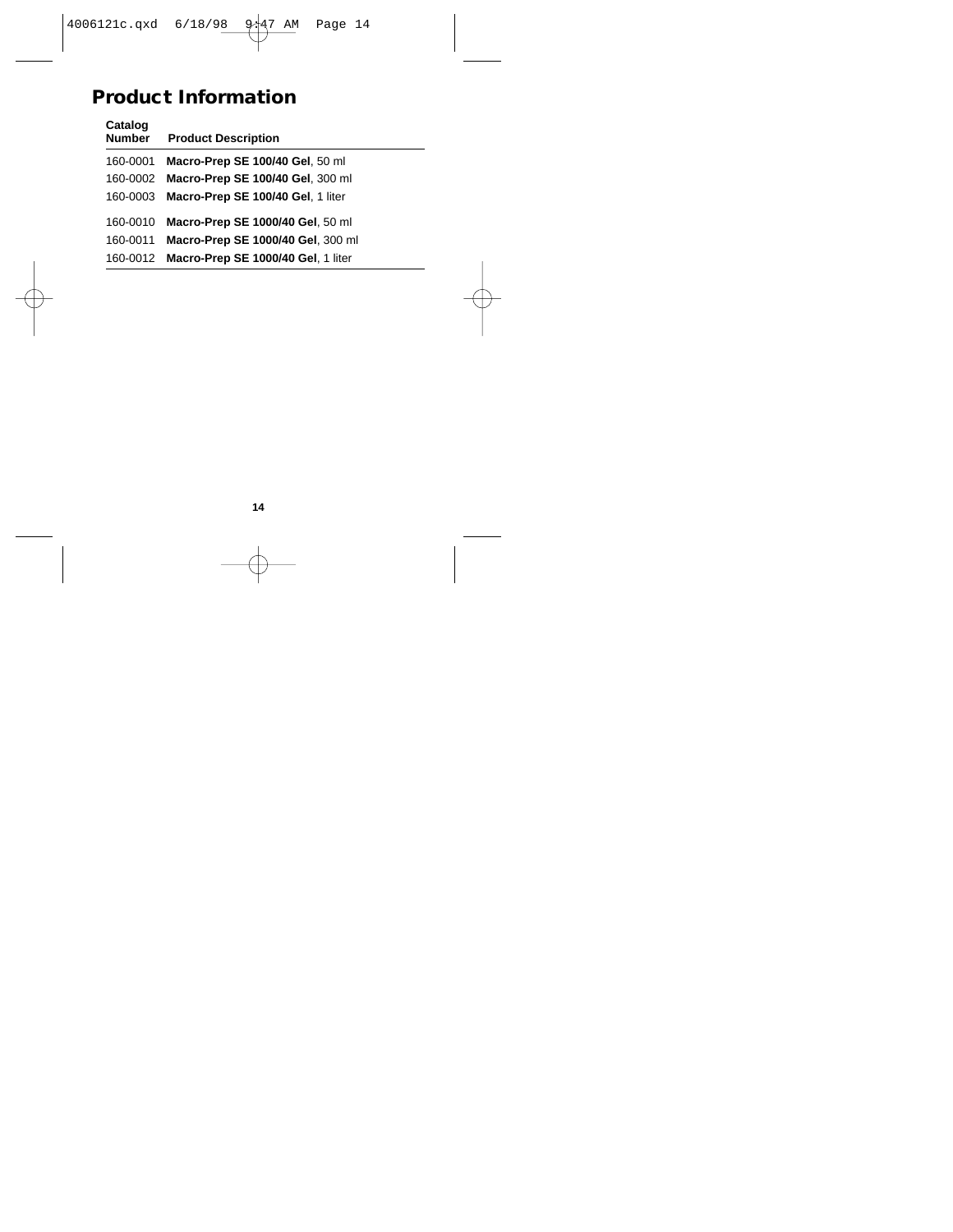## Product Information

| Catalog Number | Product Description |
|---|---|
| 160-0001 | **Macro-Prep SE 100/40 Gel**, 50 ml |
| 160-0002 | **Macro-Prep SE 100/40 Gel**, 300 ml |
| 160-0003 | **Macro-Prep SE 100/40 Gel**, 1 liter |
| 160-0010 | **Macro-Prep SE 1000/40 Gel**, 50 ml |
| 160-0011 | **Macro-Prep SE 1000/40 Gel**, 300 ml |
| 160-0012 | **Macro-Prep SE 1000/40 Gel**, 1 liter |